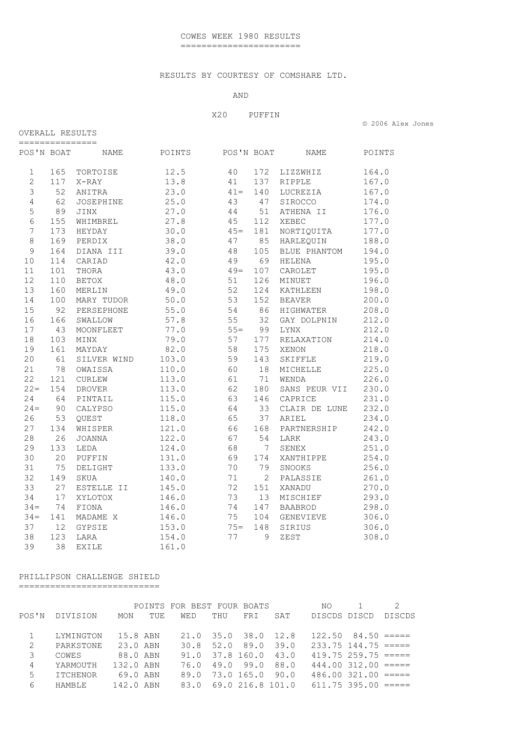# COWES WEEK 1980 RESULTS

RESULTS BY COURTESY OF COMSHARE LTD.

AND

X20 PUFFIN

© 2006 Alex Jones

## OVERALL RESULTS

| POS'N | BOAT | NAME | POINTS | POS'N | BOAT | NAME | POINTS |
|---|---|---|---|---|---|---|---|
| 1 | 165 | TORTOISE | 12.5 | 40 | 172 | LIZZWHIZ | 164.0 |
| 2 | 117 | X-RAY | 13.8 | 41 | 137 | RIPPLE | 167.0 |
| 3 | 52 | ANITRA | 23.0 | 41= | 140 | LUCREZIA | 167.0 |
| 4 | 62 | JOSEPHINE | 25.0 | 43 | 47 | SIROCCO | 174.0 |
| 5 | 89 | JINX | 27.0 | 44 | 51 | ATHENA II | 176.0 |
| 6 | 155 | WHIMBREL | 27.8 | 45 | 112 | XEBEC | 177.0 |
| 7 | 173 | HEYDAY | 30.0 | 45= | 181 | NORTIQUITA | 177.0 |
| 8 | 169 | PERDIX | 38.0 | 47 | 85 | HARLEQUIN | 188.0 |
| 9 | 164 | DIANA III | 39.0 | 48 | 105 | BLUE PHANTOM | 194.0 |
| 10 | 114 | CARIAD | 42.0 | 49 | 69 | HELENA | 195.0 |
| 11 | 101 | THORA | 43.0 | 49= | 107 | CAROLET | 195.0 |
| 12 | 110 | BETOX | 48.0 | 51 | 126 | MINUET | 196.0 |
| 13 | 160 | MERLIN | 49.0 | 52 | 124 | KATHLEEN | 198.0 |
| 14 | 100 | MARY TUDOR | 50.0 | 53 | 152 | BEAVER | 200.0 |
| 15 | 92 | PERSEPHONE | 55.0 | 54 | 86 | HIGHWATER | 208.0 |
| 16 | 166 | SWALLOW | 57.8 | 55 | 32 | GAY DOLPNIN | 212.0 |
| 17 | 43 | MOONFLEET | 77.0 | 55= | 99 | LYNX | 212.0 |
| 18 | 103 | MINX | 79.0 | 57 | 177 | RELAXATION | 214.0 |
| 19 | 161 | MAYDAY | 82.0 | 58 | 175 | XENON | 218.0 |
| 20 | 61 | SILVER WIND | 103.0 | 59 | 143 | SKIFFLE | 219.0 |
| 21 | 78 | OWAISSA | 110.0 | 60 | 18 | MICHELLE | 225.0 |
| 22 | 121 | CURLEW | 113.0 | 61 | 71 | WENDA | 226.0 |
| 22= | 154 | DROVER | 113.0 | 62 | 180 | SANS PEUR VII | 230.0 |
| 24 | 64 | PINTAIL | 115.0 | 63 | 146 | CAPRICE | 231.0 |
| 24= | 90 | CALYPSO | 115.0 | 64 | 33 | CLAIR DE LUNE | 232.0 |
| 26 | 53 | QUEST | 118.0 | 65 | 37 | ARIEL | 234.0 |
| 27 | 134 | WHISPER | 121.0 | 66 | 168 | PARTNERSHIP | 242.0 |
| 28 | 26 | JOANNA | 122.0 | 67 | 54 | LARK | 243.0 |
| 29 | 133 | LEDA | 124.0 | 68 | 7 | SENEX | 251.0 |
| 30 | 20 | PUFFIN | 131.0 | 69 | 174 | XANTHIPPE | 254.0 |
| 31 | 75 | DELIGHT | 133.0 | 70 | 79 | SNOOKS | 256.0 |
| 32 | 149 | SKUA | 140.0 | 71 | 2 | PALASSIE | 261.0 |
| 33 | 27 | ESTELLE II | 145.0 | 72 | 151 | XANADU | 270.0 |
| 34 | 17 | XYLOTOX | 146.0 | 73 | 13 | MISCHIEF | 293.0 |
| 34= | 74 | FIONA | 146.0 | 74 | 147 | BAABROD | 298.0 |
| 34= | 141 | MADAME X | 146.0 | 75 | 104 | GENEVIEVE | 306.0 |
| 37 | 12 | GYPSIE | 153.0 | 75= | 148 | SIRIUS | 306.0 |
| 38 | 123 | LARA | 154.0 | 77 | 9 | ZEST | 308.0 |
| 39 | 38 | EXILE | 161.0 | | | | |

## PHILLIPSON CHALLENGE SHIELD

| | | POINTS FOR BEST FOUR BOATS | | | | | | NO | 1 | 2 |
|---|---|---|---|---|---|---|---|---|---|---|
| POS'N | DIVISION | MON | TUE | WED | THU | FRI | SAT | DISCDS | DISCD | DISCDS |
| 1 | LYMINGTON | 15.8 | ABN | 21.0 | 35.0 | 38.0 | 12.8 | 122.50 | 84.50 | ===== |
| 2 | PARKSTONE | 23.0 | ABN | 30.8 | 52.0 | 89.0 | 39.0 | 233.75 | 144.75 | ===== |
| 3 | COWES | 88.0 | ABN | 91.0 | 37.8 | 160.0 | 43.0 | 419.75 | 259.75 | ===== |
| 4 | YARMOUTH | 132.0 | ABN | 76.0 | 49.0 | 99.0 | 88.0 | 444.00 | 312.00 | ===== |
| 5 | ITCHENOR | 69.0 | ABN | 89.0 | 73.0 | 165.0 | 90.0 | 486.00 | 321.00 | ===== |
| 6 | HAMBLE | 142.0 | ABN | 83.0 | 69.0 | 216.8 | 101.0 | 611.75 | 395.00 | ===== |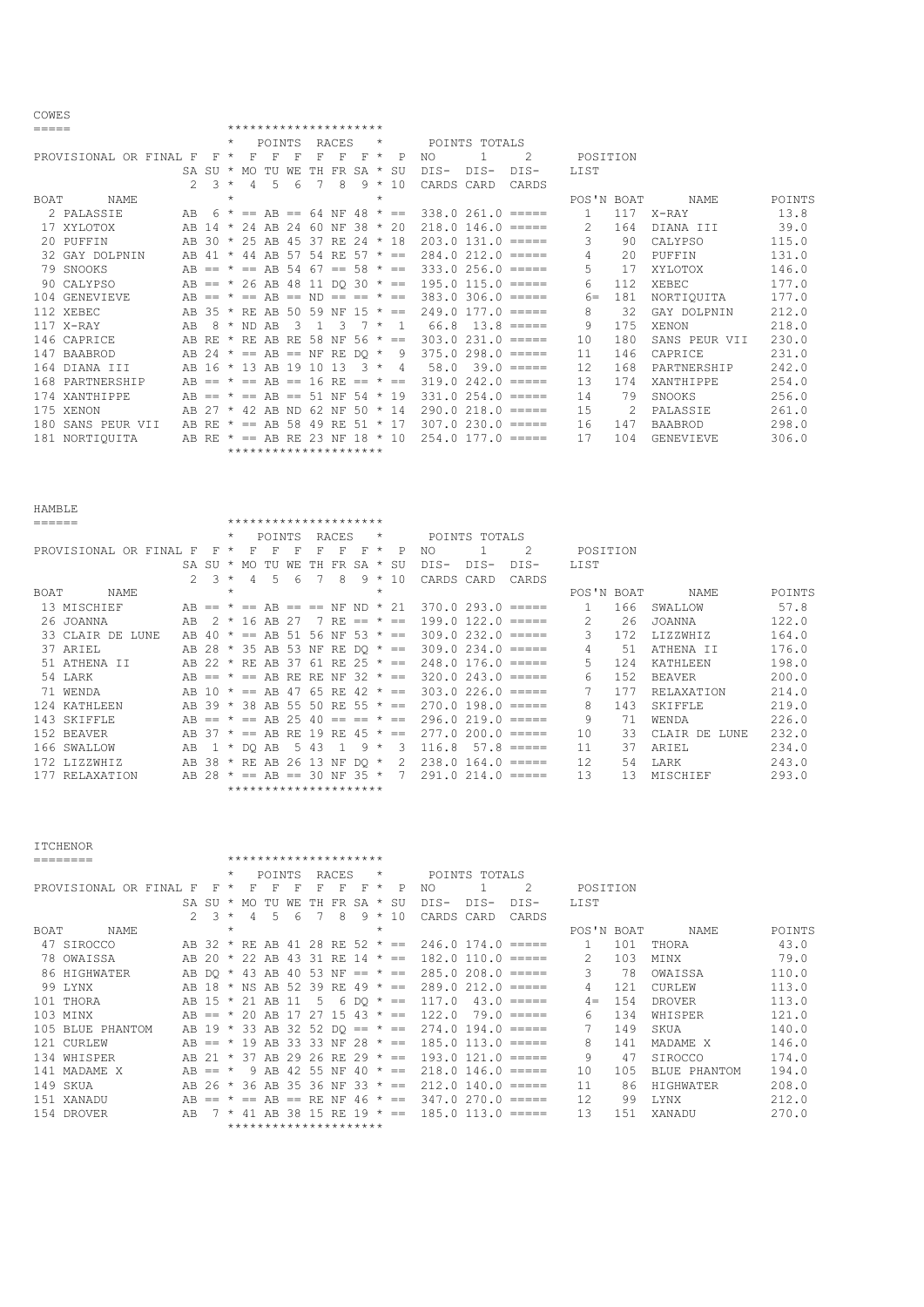## COWES

PROVISIONAL OR FINAL F

| BOAT | NAME | SA 2 F | SU 3 F | MO 4 F | TU 5 F | WE 6 F | TH 7 F | FR 8 F | SA 9 F | SU 10 P | NO DIS- CARDS | 1 DIS- CARD | 2 DIS- CARDS |
|---|---|---|---|---|---|---|---|---|---|---|---|---|---|
| 2 | PALASSIE | AB | 6 | == | AB | == | 64 | NF | 48 | == | 338.0 | 261.0 | ===== |
| 17 | XYLOTOX | AB | 14 | 24 | AB | 24 | 60 | NF | 38 | 20 | 218.0 | 146.0 | ===== |
| 20 | PUFFIN | AB | 30 | 25 | AB | 45 | 37 | RE | 24 | 18 | 203.0 | 131.0 | ===== |
| 32 | GAY DOLPNIN | AB | 41 | 44 | AB | 57 | 54 | RE | 57 | == | 284.0 | 212.0 | ===== |
| 79 | SNOOKS | AB | == | == | AB | 54 | 67 | == | 58 | == | 333.0 | 256.0 | ===== |
| 90 | CALYPSO | AB | == | 26 | AB | 48 | 11 | DQ | 30 | == | 195.0 | 115.0 | ===== |
| 104 | GENEVIEVE | AB | == | == | AB | == | ND | == | == | == | 383.0 | 306.0 | ===== |
| 112 | XEBEC | AB | 35 | RE | AB | 50 | 59 | NF | 15 | == | 249.0 | 177.0 | ===== |
| 117 | X-RAY | AB | 8 | ND | AB | 3 | 1 | 3 | 7 | 1 | 66.8 | 13.8 | ===== |
| 146 | CAPRICE | AB | RE | RE | AB | RE | 58 | NF | 56 | == | 303.0 | 231.0 | ===== |
| 147 | BAABROD | AB | 24 | == | AB | == | NF | RE | DQ | 9 | 375.0 | 298.0 | ===== |
| 164 | DIANA III | AB | 16 | 13 | AB | 19 | 10 | 13 | 3 | 4 | 58.0 | 39.0 | ===== |
| 168 | PARTNERSHIP | AB | == | == | AB | == | 16 | RE | == | == | 319.0 | 242.0 | ===== |
| 174 | XANTHIPPE | AB | == | == | AB | == | 51 | NF | 54 | 19 | 331.0 | 254.0 | ===== |
| 175 | XENON | AB | 27 | 42 | AB | ND | 62 | NF | 50 | 14 | 290.0 | 218.0 | ===== |
| 180 | SANS PEUR VII | AB | RE | == | AB | 58 | 49 | RE | 51 | 17 | 307.0 | 230.0 | ===== |
| 181 | NORTIQUITA | AB | RE | == | AB | RE | 23 | NF | 18 | 10 | 254.0 | 177.0 | ===== |

POSITION LIST

| POS'N | BOAT | NAME | POINTS |
|---|---|---|---|
| 1 | 117 | X-RAY | 13.8 |
| 2 | 164 | DIANA III | 39.0 |
| 3 | 90 | CALYPSO | 115.0 |
| 4 | 20 | PUFFIN | 131.0 |
| 5 | 17 | XYLOTOX | 146.0 |
| 6 | 112 | XEBEC | 177.0 |
| 6= | 181 | NORTIQUITA | 177.0 |
| 8 | 32 | GAY DOLPNIN | 212.0 |
| 9 | 175 | XENON | 218.0 |
| 10 | 180 | SANS PEUR VII | 230.0 |
| 11 | 146 | CAPRICE | 231.0 |
| 12 | 168 | PARTNERSHIP | 242.0 |
| 13 | 174 | XANTHIPPE | 254.0 |
| 14 | 79 | SNOOKS | 256.0 |
| 15 | 2 | PALASSIE | 261.0 |
| 16 | 147 | BAABROD | 298.0 |
| 17 | 104 | GENEVIEVE | 306.0 |

## HAMBLE

PROVISIONAL OR FINAL F

| BOAT | NAME | SA 2 F | SU 3 F | MO 4 F | TU 5 F | WE 6 F | TH 7 F | FR 8 F | SA 9 F | SU 10 P | NO DIS- CARDS | 1 DIS- CARD | 2 DIS- CARDS |
|---|---|---|---|---|---|---|---|---|---|---|---|---|---|
| 13 | MISCHIEF | AB | == | == | AB | == | == | NF | ND | 21 | 370.0 | 293.0 | ===== |
| 26 | JOANNA | AB | 2 | 16 | AB | 27 | 7 | RE | == | == | 199.0 | 122.0 | ===== |
| 33 | CLAIR DE LUNE | AB | 40 | == | AB | 51 | 56 | NF | 53 | == | 309.0 | 232.0 | ===== |
| 37 | ARIEL | AB | 28 | 35 | AB | 53 | NF | RE | DQ | == | 309.0 | 234.0 | ===== |
| 51 | ATHENA II | AB | 22 | RE | AB | 37 | 61 | RE | 25 | == | 248.0 | 176.0 | ===== |
| 54 | LARK | AB | == | == | AB | RE | RE | NF | 32 | == | 320.0 | 243.0 | ===== |
| 71 | WENDA | AB | 10 | == | AB | 47 | 65 | RE | 42 | == | 303.0 | 226.0 | ===== |
| 124 | KATHLEEN | AB | 39 | 38 | AB | 55 | 50 | RE | 55 | == | 270.0 | 198.0 | ===== |
| 143 | SKIFFLE | AB | == | == | AB | 25 | 40 | == | == | == | 296.0 | 219.0 | ===== |
| 152 | BEAVER | AB | 37 | == | AB | RE | 19 | RE | 45 | == | 277.0 | 200.0 | ===== |
| 166 | SWALLOW | AB | 1 | DQ | AB | 5 | 43 | 1 | 9 | 3 | 116.8 | 57.8 | ===== |
| 172 | LIZZWHIZ | AB | 38 | RE | AB | 26 | 13 | NF | DQ | 2 | 238.0 | 164.0 | ===== |
| 177 | RELAXATION | AB | 28 | == | AB | == | 30 | NF | 35 | 7 | 291.0 | 214.0 | ===== |

POSITION LIST

| POS'N | BOAT | NAME | POINTS |
|---|---|---|---|
| 1 | 166 | SWALLOW | 57.8 |
| 2 | 26 | JOANNA | 122.0 |
| 3 | 172 | LIZZWHIZ | 164.0 |
| 4 | 51 | ATHENA II | 176.0 |
| 5 | 124 | KATHLEEN | 198.0 |
| 6 | 152 | BEAVER | 200.0 |
| 7 | 177 | RELAXATION | 214.0 |
| 8 | 143 | SKIFFLE | 219.0 |
| 9 | 71 | WENDA | 226.0 |
| 10 | 33 | CLAIR DE LUNE | 232.0 |
| 11 | 37 | ARIEL | 234.0 |
| 12 | 54 | LARK | 243.0 |
| 13 | 13 | MISCHIEF | 293.0 |

## ITCHENOR

PROVISIONAL OR FINAL F

| BOAT | NAME | SA 2 F | SU 3 F | MO 4 F | TU 5 F | WE 6 F | TH 7 F | FR 8 F | SA 9 F | SU 10 P | NO DIS- CARDS | 1 DIS- CARD | 2 DIS- CARDS |
|---|---|---|---|---|---|---|---|---|---|---|---|---|---|
| 47 | SIROCCO | AB | 32 | RE | AB | 41 | 28 | RE | 52 | == | 246.0 | 174.0 | ===== |
| 78 | OWAISSA | AB | 20 | 22 | AB | 43 | 31 | RE | 14 | == | 182.0 | 110.0 | ===== |
| 86 | HIGHWATER | AB | DQ | 43 | AB | 40 | 53 | NF | == | == | 285.0 | 208.0 | ===== |
| 99 | LYNX | AB | 18 | NS | AB | 52 | 39 | RE | 49 | == | 289.0 | 212.0 | ===== |
| 101 | THORA | AB | 15 | 21 | AB | 11 | 5 | 6 | DQ | == | 117.0 | 43.0 | ===== |
| 103 | MINX | AB | == | 20 | AB | 17 | 27 | 15 | 43 | == | 122.0 | 79.0 | ===== |
| 105 | BLUE PHANTOM | AB | 19 | 33 | AB | 32 | 52 | DQ | == | == | 274.0 | 194.0 | ===== |
| 121 | CURLEW | AB | == | 19 | AB | 33 | 33 | NF | 28 | == | 185.0 | 113.0 | ===== |
| 134 | WHISPER | AB | 21 | 37 | AB | 29 | 26 | RE | 29 | == | 193.0 | 121.0 | ===== |
| 141 | MADAME X | AB | == | 9 | AB | 42 | 55 | NF | 40 | == | 218.0 | 146.0 | ===== |
| 149 | SKUA | AB | 26 | 36 | AB | 35 | 36 | NF | 33 | == | 212.0 | 140.0 | ===== |
| 151 | XANADU | AB | == | == | AB | == | RE | NF | 46 | == | 347.0 | 270.0 | ===== |
| 154 | DROVER | AB | 7 | 41 | AB | 38 | 15 | RE | 19 | == | 185.0 | 113.0 | ===== |

POSITION LIST

| POS'N | BOAT | NAME | POINTS |
|---|---|---|---|
| 1 | 101 | THORA | 43.0 |
| 2 | 103 | MINX | 79.0 |
| 3 | 78 | OWAISSA | 110.0 |
| 4 | 121 | CURLEW | 113.0 |
| 4= | 154 | DROVER | 113.0 |
| 6 | 134 | WHISPER | 121.0 |
| 7 | 149 | SKUA | 140.0 |
| 8 | 141 | MADAME X | 146.0 |
| 9 | 47 | SIROCCO | 174.0 |
| 10 | 105 | BLUE PHANTOM | 194.0 |
| 11 | 86 | HIGHWATER | 208.0 |
| 12 | 99 | LYNX | 212.0 |
| 13 | 151 | XANADU | 270.0 |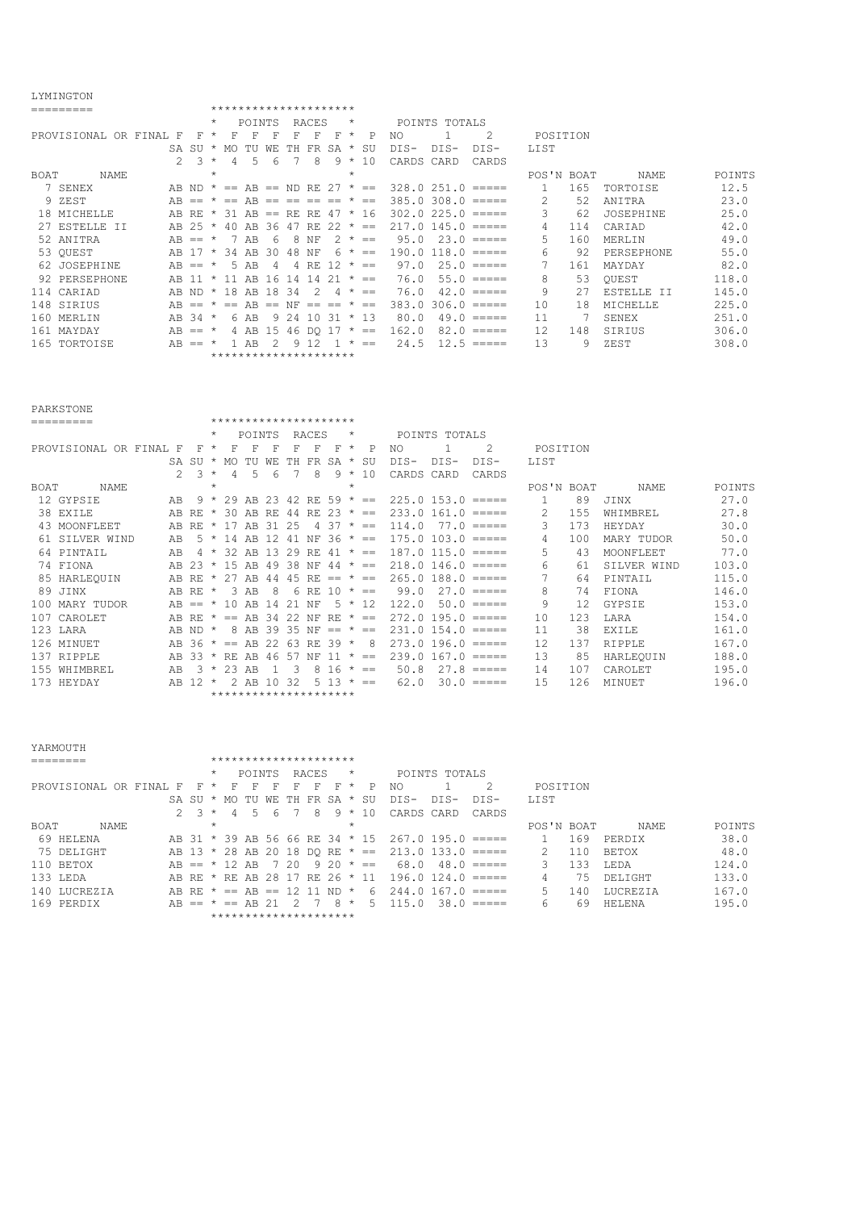## LYMINGTON

PROVISIONAL OR FINAL

| BOAT | NAME | F SA 2 | F SU 3 | F MO 4 | F TU 5 | F WE 6 | F TH 7 | F FR 8 | F SA 9 | P SU 10 | NO DIS- CARDS | 1 DIS- CARD | 2 DIS- CARDS | POS'N | BOAT | NAME | POINTS |
|---|---|---|---|---|---|---|---|---|---|---|---|---|---|---|---|---|---|
| 7 | SENEX | AB | ND | == | AB | == | ND | RE | 27 | == | 328.0 | 251.0 | ===== | 1 | 165 | TORTOISE | 12.5 |
| 9 | ZEST | AB | == | == | AB | == | == | == | == | == | 385.0 | 308.0 | ===== | 2 | 52 | ANITRA | 23.0 |
| 18 | MICHELLE | AB | RE | 31 | AB | == | RE | RE | 47 | 16 | 302.0 | 225.0 | ===== | 3 | 62 | JOSEPHINE | 25.0 |
| 27 | ESTELLE II | AB | 25 | 40 | AB | 36 | 47 | RE | 22 | == | 217.0 | 145.0 | ===== | 4 | 114 | CARIAD | 42.0 |
| 52 | ANITRA | AB | == | 7 | AB | 6 | 8 | NF | 2 | == | 95.0 | 23.0 | ===== | 5 | 160 | MERLIN | 49.0 |
| 53 | QUEST | AB | 17 | 34 | AB | 30 | 48 | NF | 6 | == | 190.0 | 118.0 | ===== | 6 | 92 | PERSEPHONE | 55.0 |
| 62 | JOSEPHINE | AB | == | 5 | AB | 4 | 4 | RE | 12 | == | 97.0 | 25.0 | ===== | 7 | 161 | MAYDAY | 82.0 |
| 92 | PERSEPHONE | AB | 11 | 11 | AB | 16 | 14 | 14 | 21 | == | 76.0 | 55.0 | ===== | 8 | 53 | QUEST | 118.0 |
| 114 | CARIAD | AB | ND | 18 | AB | 18 | 34 | 2 | 4 | == | 76.0 | 42.0 | ===== | 9 | 27 | ESTELLE II | 145.0 |
| 148 | SIRIUS | AB | == | == | AB | == | NF | == | == | == | 383.0 | 306.0 | ===== | 10 | 18 | MICHELLE | 225.0 |
| 160 | MERLIN | AB | 34 | 6 | AB | 9 | 24 | 10 | 31 | 13 | 80.0 | 49.0 | ===== | 11 | 7 | SENEX | 251.0 |
| 161 | MAYDAY | AB | == | 4 | AB | 15 | 46 | DQ | 17 | == | 162.0 | 82.0 | ===== | 12 | 148 | SIRIUS | 306.0 |
| 165 | TORTOISE | AB | == | 1 | AB | 2 | 9 | 12 | 1 | == | 24.5 | 12.5 | ===== | 13 | 9 | ZEST | 308.0 |

## PARKSTONE

PROVISIONAL OR FINAL

| BOAT | NAME | F SA 2 | F SU 3 | F MO 4 | F TU 5 | F WE 6 | F TH 7 | F FR 8 | F SA 9 | P SU 10 | NO DIS- CARDS | 1 DIS- CARD | 2 DIS- CARDS | POS'N | BOAT | NAME | POINTS |
|---|---|---|---|---|---|---|---|---|---|---|---|---|---|---|---|---|---|
| 12 | GYPSIE | AB | 9 | 29 | AB | 23 | 42 | RE | 59 | == | 225.0 | 153.0 | ===== | 1 | 89 | JINX | 27.0 |
| 38 | EXILE | AB | RE | 30 | AB | RE | 44 | RE | 23 | == | 233.0 | 161.0 | ===== | 2 | 155 | WHIMBREL | 27.8 |
| 43 | MOONFLEET | AB | RE | 17 | AB | 31 | 25 | 4 | 37 | == | 114.0 | 77.0 | ===== | 3 | 173 | HEYDAY | 30.0 |
| 61 | SILVER WIND | AB | 5 | 14 | AB | 12 | 41 | NF | 36 | == | 175.0 | 103.0 | ===== | 4 | 100 | MARY TUDOR | 50.0 |
| 64 | PINTAIL | AB | 4 | 32 | AB | 13 | 29 | RE | 41 | == | 187.0 | 115.0 | ===== | 5 | 43 | MOONFLEET | 77.0 |
| 74 | FIONA | AB | 23 | 15 | AB | 49 | 38 | NF | 44 | == | 218.0 | 146.0 | ===== | 6 | 61 | SILVER WIND | 103.0 |
| 85 | HARLEQUIN | AB | RE | 27 | AB | 44 | 45 | RE | == | == | 265.0 | 188.0 | ===== | 7 | 64 | PINTAIL | 115.0 |
| 89 | JINX | AB | RE | 3 | AB | 8 | 6 | RE | 10 | == | 99.0 | 27.0 | ===== | 8 | 74 | FIONA | 146.0 |
| 100 | MARY TUDOR | AB | == | 10 | AB | 14 | 21 | NF | 5 | 12 | 122.0 | 50.0 | ===== | 9 | 12 | GYPSIE | 153.0 |
| 107 | CAROLET | AB | RE | == | AB | 34 | 22 | NF | RE | == | 272.0 | 195.0 | ===== | 10 | 123 | LARA | 154.0 |
| 123 | LARA | AB | ND | 8 | AB | 39 | 35 | NF | == | == | 231.0 | 154.0 | ===== | 11 | 38 | EXILE | 161.0 |
| 126 | MINUET | AB | 36 | == | AB | 22 | 63 | RE | 39 | 8 | 273.0 | 196.0 | ===== | 12 | 137 | RIPPLE | 167.0 |
| 137 | RIPPLE | AB | 33 | RE | AB | 46 | 57 | NF | 11 | == | 239.0 | 167.0 | ===== | 13 | 85 | HARLEQUIN | 188.0 |
| 155 | WHIMBREL | AB | 3 | 23 | AB | 1 | 3 | 8 | 16 | == | 50.8 | 27.8 | ===== | 14 | 107 | CAROLET | 195.0 |
| 173 | HEYDAY | AB | 12 | 2 | AB | 10 | 32 | 5 | 13 | == | 62.0 | 30.0 | ===== | 15 | 126 | MINUET | 196.0 |

## YARMOUTH

PROVISIONAL OR FINAL

| BOAT | NAME | F SA 2 | F SU 3 | F MO 4 | F TU 5 | F WE 6 | F TH 7 | F FR 8 | F SA 9 | P SU 10 | NO DIS- CARDS | 1 DIS- CARD | 2 DIS- CARDS | POS'N | BOAT | NAME | POINTS |
|---|---|---|---|---|---|---|---|---|---|---|---|---|---|---|---|---|---|
| 69 | HELENA | AB | 31 | 39 | AB | 56 | 66 | RE | 34 | 15 | 267.0 | 195.0 | ===== | 1 | 169 | PERDIX | 38.0 |
| 75 | DELIGHT | AB | 13 | 28 | AB | 20 | 18 | DQ | RE | == | 213.0 | 133.0 | ===== | 2 | 110 | BETOX | 48.0 |
| 110 | BETOX | AB | == | 12 | AB | 7 | 20 | 9 | 20 | == | 68.0 | 48.0 | ===== | 3 | 133 | LEDA | 124.0 |
| 133 | LEDA | AB | RE | RE | AB | 28 | 17 | RE | 26 | 11 | 196.0 | 124.0 | ===== | 4 | 75 | DELIGHT | 133.0 |
| 140 | LUCREZIA | AB | RE | == | AB | == | 12 | 11 | ND | 6 | 244.0 | 167.0 | ===== | 5 | 140 | LUCREZIA | 167.0 |
| 169 | PERDIX | AB | == | == | AB | 21 | 2 | 7 | 8 | 5 | 115.0 | 38.0 | ===== | 6 | 69 | HELENA | 195.0 |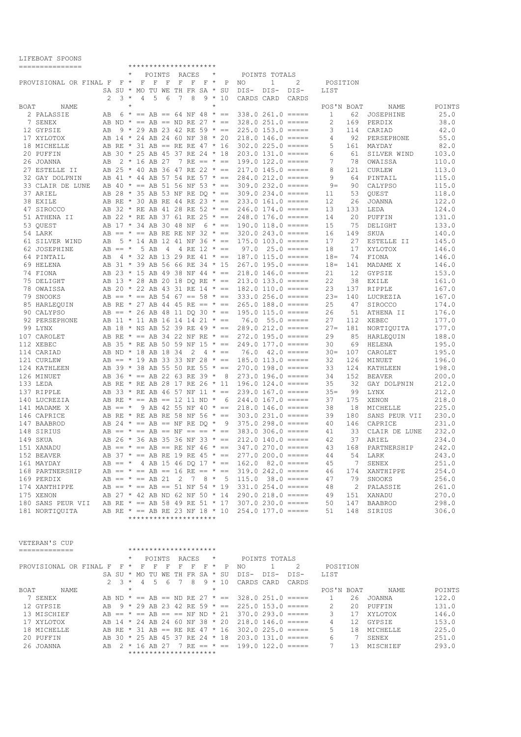# LIFEBOAT SPOONS

| BOAT | NAME | F SA 2 | F SU 3 | F MO 4 | F TU 5 | F WE 6 | F TH 7 | F FR 8 | F SA 9 | P SU 10 | NO DIS-CARDS | 1 DIS-CARD | 2 DIS-CARDS |
|---|---|---|---|---|---|---|---|---|---|---|---|---|---|
| 2 | PALASSIE | AB | 6 | == | AB | == | 64 | NF | 48 | == | 338.0 | 261.0 | ===== |
| 7 | SENEX | AB | ND | == | AB | == | ND | RE | 27 | == | 328.0 | 251.0 | ===== |
| 12 | GYPSIE | AB | 9 | 29 | AB | 23 | 42 | RE | 59 | == | 225.0 | 153.0 | ===== |
| 17 | XYLOTOX | AB | 14 | 24 | AB | 24 | 60 | NF | 38 | 20 | 218.0 | 146.0 | ===== |
| 18 | MICHELLE | AB | RE | 31 | AB | == | RE | RE | 47 | 16 | 302.0 | 225.0 | ===== |
| 20 | PUFFIN | AB | 30 | 25 | AB | 45 | 37 | RE | 24 | 18 | 203.0 | 131.0 | ===== |
| 26 | JOANNA | AB | 2 | 16 | AB | 27 | 7 | RE | == | == | 199.0 | 122.0 | ===== |
| 27 | ESTELLE II | AB | 25 | 40 | AB | 36 | 47 | RE | 22 | == | 217.0 | 145.0 | ===== |
| 32 | GAY DOLPNIN | AB | 41 | 44 | AB | 57 | 54 | RE | 57 | == | 284.0 | 212.0 | ===== |
| 33 | CLAIR DE LUNE | AB | 40 | == | AB | 51 | 56 | NF | 53 | == | 309.0 | 232.0 | ===== |
| 37 | ARIEL | AB | 28 | 35 | AB | 53 | NF | RE | DQ | == | 309.0 | 234.0 | ===== |
| 38 | EXILE | AB | RE | 30 | AB | RE | 44 | RE | 23 | == | 233.0 | 161.0 | ===== |
| 47 | SIROCCO | AB | 32 | RE | AB | 41 | 28 | RE | 52 | == | 246.0 | 174.0 | ===== |
| 51 | ATHENA II | AB | 22 | RE | AB | 37 | 61 | RE | 25 | == | 248.0 | 176.0 | ===== |
| 53 | QUEST | AB | 17 | 34 | AB | 30 | 48 | NF | 6 | == | 190.0 | 118.0 | ===== |
| 54 | LARK | AB | == | == | AB | RE | RE | NF | 32 | == | 320.0 | 243.0 | ===== |
| 61 | SILVER WIND | AB | 5 | 14 | AB | 12 | 41 | NF | 36 | == | 175.0 | 103.0 | ===== |
| 62 | JOSEPHINE | AB | == | 5 | AB | 4 | 4 | RE | 12 | == | 97.0 | 25.0 | ===== |
| 64 | PINTAIL | AB | 4 | 32 | AB | 13 | 29 | RE | 41 | == | 187.0 | 115.0 | ===== |
| 69 | HELENA | AB | 31 | 39 | AB | 56 | 66 | RE | 34 | 15 | 267.0 | 195.0 | ===== |
| 74 | FIONA | AB | 23 | 15 | AB | 49 | 38 | NF | 44 | == | 218.0 | 146.0 | ===== |
| 75 | DELIGHT | AB | 13 | 28 | AB | 20 | 18 | DQ | RE | == | 213.0 | 133.0 | ===== |
| 78 | OWAISSA | AB | 20 | 22 | AB | 43 | 31 | RE | 14 | == | 182.0 | 110.0 | ===== |
| 79 | SNOOKS | AB | == | == | AB | 54 | 67 | == | 58 | == | 333.0 | 256.0 | ===== |
| 85 | HARLEQUIN | AB | RE | 27 | AB | 44 | 45 | RE | == | == | 265.0 | 188.0 | ===== |
| 90 | CALYPSO | AB | == | 26 | AB | 48 | 11 | DQ | 30 | == | 195.0 | 115.0 | ===== |
| 92 | PERSEPHONE | AB | 11 | 11 | AB | 16 | 14 | 14 | 21 | == | 76.0 | 55.0 | ===== |
| 99 | LYNX | AB | 18 | NS | AB | 52 | 39 | RE | 49 | == | 289.0 | 212.0 | ===== |
| 107 | CAROLET | AB | RE | == | AB | 34 | 22 | NF | RE | == | 272.0 | 195.0 | ===== |
| 112 | XEBEC | AB | 35 | RE | AB | 50 | 59 | NF | 15 | == | 249.0 | 177.0 | ===== |
| 114 | CARIAD | AB | ND | 18 | AB | 18 | 34 | 2 | 4 | == | 76.0 | 42.0 | ===== |
| 121 | CURLEW | AB | == | 19 | AB | 33 | 33 | NF | 28 | == | 185.0 | 113.0 | ===== |
| 124 | KATHLEEN | AB | 39 | 38 | AB | 55 | 50 | RE | 55 | == | 270.0 | 198.0 | ===== |
| 126 | MINUET | AB | 36 | == | AB | 22 | 63 | RE | 39 | 8 | 273.0 | 196.0 | ===== |
| 133 | LEDA | AB | RE | RE | AB | 28 | 17 | RE | 26 | 11 | 196.0 | 124.0 | ===== |
| 137 | RIPPLE | AB | 33 | RE | AB | 46 | 57 | NF | 11 | == | 239.0 | 167.0 | ===== |
| 140 | LUCREZIA | AB | RE | == | AB | == | 12 | 11 | ND | 6 | 244.0 | 167.0 | ===== |
| 141 | MADAME X | AB | == | 9 | AB | 42 | 55 | NF | 40 | == | 218.0 | 146.0 | ===== |
| 146 | CAPRICE | AB | RE | RE | AB | RE | 58 | NF | 56 | == | 303.0 | 231.0 | ===== |
| 147 | BAABROD | AB | 24 | == | AB | == | NF | RE | DQ | 9 | 375.0 | 298.0 | ===== |
| 148 | SIRIUS | AB | == | == | AB | == | NF | == | == | == | 383.0 | 306.0 | ===== |
| 149 | SKUA | AB | 26 | 36 | AB | 35 | 36 | NF | 33 | == | 212.0 | 140.0 | ===== |
| 151 | XANADU | AB | == | == | AB | == | RE | NF | 46 | == | 347.0 | 270.0 | ===== |
| 152 | BEAVER | AB | 37 | == | AB | RE | 19 | RE | 45 | == | 277.0 | 200.0 | ===== |
| 161 | MAYDAY | AB | == | 4 | AB | 15 | 46 | DQ | 17 | == | 162.0 | 82.0 | ===== |
| 168 | PARTNERSHIP | AB | == | == | AB | == | 16 | RE | == | == | 319.0 | 242.0 | ===== |
| 169 | PERDIX | AB | == | == | AB | 21 | 2 | 7 | 8 | 5 | 115.0 | 38.0 | ===== |
| 174 | XANTHIPPE | AB | == | == | AB | == | 51 | NF | 54 | 19 | 331.0 | 254.0 | ===== |
| 175 | XENON | AB | 27 | 42 | AB | ND | 62 | NF | 50 | 14 | 290.0 | 218.0 | ===== |
| 180 | SANS PEUR VII | AB | RE | == | AB | 58 | 49 | RE | 51 | 17 | 307.0 | 230.0 | ===== |
| 181 | NORTIQUITA | AB | RE | == | AB | RE | 23 | NF | 18 | 10 | 254.0 | 177.0 | ===== |

POSITION LIST

| POS'N | BOAT | NAME | POINTS |
|---|---|---|---|
| 1 | 62 | JOSEPHINE | 25.0 |
| 2 | 169 | PERDIX | 38.0 |
| 3 | 114 | CARIAD | 42.0 |
| 4 | 92 | PERSEPHONE | 55.0 |
| 5 | 161 | MAYDAY | 82.0 |
| 6 | 61 | SILVER WIND | 103.0 |
| 7 | 78 | OWAISSA | 110.0 |
| 8 | 121 | CURLEW | 113.0 |
| 9 | 64 | PINTAIL | 115.0 |
| 9= | 90 | CALYPSO | 115.0 |
| 11 | 53 | QUEST | 118.0 |
| 12 | 26 | JOANNA | 122.0 |
| 13 | 133 | LEDA | 124.0 |
| 14 | 20 | PUFFIN | 131.0 |
| 15 | 75 | DELIGHT | 133.0 |
| 16 | 149 | SKUA | 140.0 |
| 17 | 27 | ESTELLE II | 145.0 |
| 18 | 17 | XYLOTOX | 146.0 |
| 18= | 74 | FIONA | 146.0 |
| 18= | 141 | MADAME X | 146.0 |
| 21 | 12 | GYPSIE | 153.0 |
| 22 | 38 | EXILE | 161.0 |
| 23 | 137 | RIPPLE | 167.0 |
| 23= | 140 | LUCREZIA | 167.0 |
| 25 | 47 | SIROCCO | 174.0 |
| 26 | 51 | ATHENA II | 176.0 |
| 27 | 112 | XEBEC | 177.0 |
| 27= | 181 | NORTIQUITA | 177.0 |
| 29 | 85 | HARLEQUIN | 188.0 |
| 30 | 69 | HELENA | 195.0 |
| 30= | 107 | CAROLET | 195.0 |
| 32 | 126 | MINUET | 196.0 |
| 33 | 124 | KATHLEEN | 198.0 |
| 34 | 152 | BEAVER | 200.0 |
| 35 | 32 | GAY DOLPNIN | 212.0 |
| 35= | 99 | LYNX | 212.0 |
| 37 | 175 | XENON | 218.0 |
| 38 | 18 | MICHELLE | 225.0 |
| 39 | 180 | SANS PEUR VII | 230.0 |
| 40 | 146 | CAPRICE | 231.0 |
| 41 | 33 | CLAIR DE LUNE | 232.0 |
| 42 | 37 | ARIEL | 234.0 |
| 43 | 168 | PARTNERSHIP | 242.0 |
| 44 | 54 | LARK | 243.0 |
| 45 | 7 | SENEX | 251.0 |
| 46 | 174 | XANTHIPPE | 254.0 |
| 47 | 79 | SNOOKS | 256.0 |
| 48 | 2 | PALASSIE | 261.0 |
| 49 | 151 | XANADU | 270.0 |
| 50 | 147 | BAABROD | 298.0 |
| 51 | 148 | SIRIUS | 306.0 |

# VETERAN'S CUP

| BOAT | NAME | F SA 2 | F SU 3 | F MO 4 | F TU 5 | F WE 6 | F TH 7 | F FR 8 | F SA 9 | P SU 10 | NO DIS-CARDS | 1 DIS-CARD | 2 DIS-CARDS |
|---|---|---|---|---|---|---|---|---|---|---|---|---|---|
| 7 | SENEX | AB | ND | == | AB | == | ND | RE | 27 | == | 328.0 | 251.0 | ===== |
| 12 | GYPSIE | AB | 9 | 29 | AB | 23 | 42 | RE | 59 | == | 225.0 | 153.0 | ===== |
| 13 | MISCHIEF | AB | == | == | AB | == | == | NF | ND | 21 | 370.0 | 293.0 | ===== |
| 17 | XYLOTOX | AB | 14 | 24 | AB | 24 | 60 | NF | 38 | 20 | 218.0 | 146.0 | ===== |
| 18 | MICHELLE | AB | RE | 31 | AB | == | RE | RE | 47 | 16 | 302.0 | 225.0 | ===== |
| 20 | PUFFIN | AB | 30 | 25 | AB | 45 | 37 | RE | 24 | 18 | 203.0 | 131.0 | ===== |
| 26 | JOANNA | AB | 2 | 16 | AB | 27 | 7 | RE | == | == | 199.0 | 122.0 | ===== |

POSITION LIST

| POS'N | BOAT | NAME | POINTS |
|---|---|---|---|
| 1 | 26 | JOANNA | 122.0 |
| 2 | 20 | PUFFIN | 131.0 |
| 3 | 17 | XYLOTOX | 146.0 |
| 4 | 12 | GYPSIE | 153.0 |
| 5 | 18 | MICHELLE | 225.0 |
| 6 | 7 | SENEX | 251.0 |
| 7 | 13 | MISCHIEF | 293.0 |